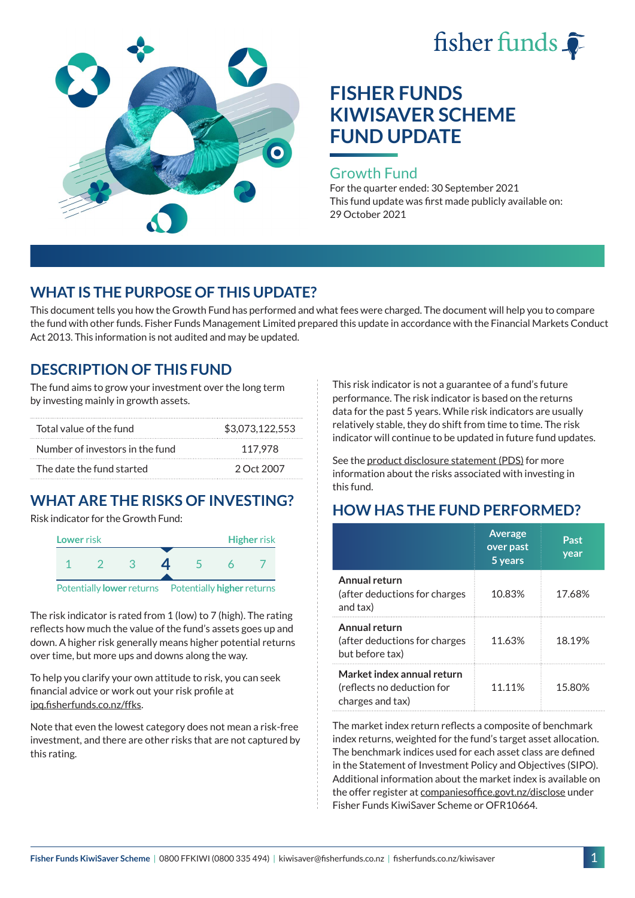# FISHER FUNDS KIWISAVER SCHEME FUND UPDATE

## Growth Fund

For the quarter ended: 30 September 2021

This fund update was first made publicly available on: 29 October 2021

## WHAT IS THE PURPOSE OF THIS UPDATE?

This document tells you how the Growth Fund has performed and what fees were charged. The document will help you to compare the fund with other funds. Fisher Funds Management Limited prepared this update in accordance with the Financial Markets Conduct Act 2013. This information is not audited and may be updated.

## DESCRIPTION OF THIS FUND

The fund aims to grow your investment over the long term by investing mainly in growth assets.

| | |
|---|---|
| Total value of the fund | $3,073,122,553 |
| Number of investors in the fund | 117,978 |
| The date the fund started | 2 Oct 2007 |

## WHAT ARE THE RISKS OF INVESTING?

Risk indicator for the Growth Fund:

Lower risk — Higher risk

1 2 3 **4** 5 6 7

Potentially **lower** returns — Potentially **higher** returns

The risk indicator is rated from 1 (low) to 7 (high). The rating reflects how much the value of the fund's assets goes up and down. A higher risk generally means higher potential returns over time, but more ups and downs along the way.

To help you clarify your own attitude to risk, you can seek financial advice or work out your risk profile at ipq.fisherfunds.co.nz/ffks.

Note that even the lowest category does not mean a risk-free investment, and there are other risks that are not captured by this rating.

This risk indicator is not a guarantee of a fund's future performance. The risk indicator is based on the returns data for the past 5 years. While risk indicators are usually relatively stable, they do shift from time to time. The risk indicator will continue to be updated in future fund updates.

See the product disclosure statement (PDS) for more information about the risks associated with investing in this fund.

## HOW HAS THE FUND PERFORMED?

| | Average over past 5 years | Past year |
|---|---|---|
| **Annual return** (after deductions for charges and tax) | 10.83% | 17.68% |
| **Annual return** (after deductions for charges but before tax) | 11.63% | 18.19% |
| **Market index annual return** (reflects no deduction for charges and tax) | 11.11% | 15.80% |

The market index return reflects a composite of benchmark index returns, weighted for the fund's target asset allocation. The benchmark indices used for each asset class are defined in the Statement of Investment Policy and Objectives (SIPO). Additional information about the market index is available on the offer register at companiesoffice.govt.nz/disclose under Fisher Funds KiwiSaver Scheme or OFR10664.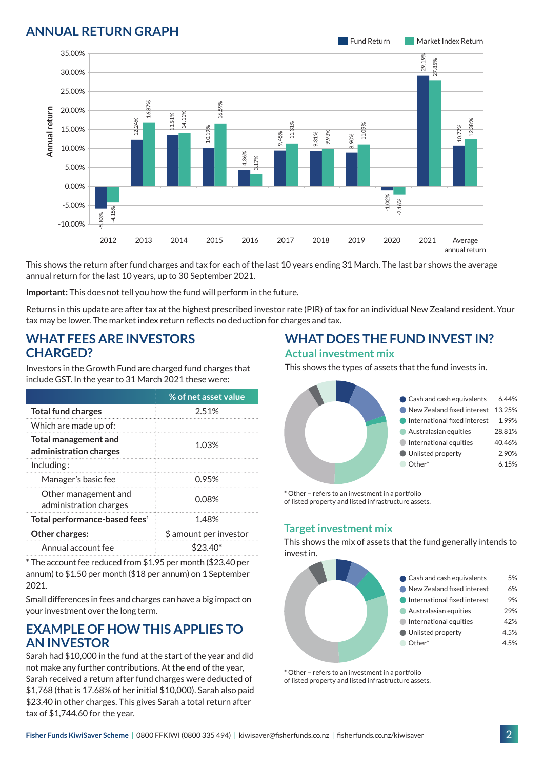## ANNUAL RETURN GRAPH

| Year | Fund Return | Market Index Return |
|---|---|---|
| 2012 | -5.83% | -4.15% |
| 2013 | 12.24% | 16.87% |
| 2014 | 13.51% | 14.11% |
| 2015 | 10.19% | 16.59% |
| 2016 | 4.36% | 3.17% |
| 2017 | 9.45% | 11.31% |
| 2018 | 9.31% | 9.93% |
| 2019 | 8.90% | 11.09% |
| 2020 | -1.02% | -2.16% |
| 2021 | 29.19% | 27.85% |
| Average annual return | 10.77% | 12.38% |

This shows the return after fund charges and tax for each of the last 10 years ending 31 March. The last bar shows the average annual return for the last 10 years, up to 30 September 2021.

**Important:** This does not tell you how the fund will perform in the future.

Returns in this update are after tax at the highest prescribed investor rate (PIR) of tax for an individual New Zealand resident. Your tax may be lower. The market index return reflects no deduction for charges and tax.

## WHAT FEES ARE INVESTORS CHARGED?

Investors in the Growth Fund are charged fund charges that include GST. In the year to 31 March 2021 these were:

| | % of net asset value |
|---|---|
| **Total fund charges** | 2.51% |
| Which are made up of: | |
| **Total management and administration charges** | 1.03% |
| Including : | |
| Manager's basic fee | 0.95% |
| Other management and administration charges | 0.08% |
| **Total performance-based fees**[1] | 1.48% |
| **Other charges:** | $ amount per investor |
| Annual account fee | $23.40* |

* The account fee reduced from $1.95 per month ($23.40 per annum) to $1.50 per month ($18 per annum) on 1 September 2021.

Small differences in fees and charges can have a big impact on your investment over the long term.

## EXAMPLE OF HOW THIS APPLIES TO AN INVESTOR

Sarah had $10,000 in the fund at the start of the year and did not make any further contributions. At the end of the year, Sarah received a return after fund charges were deducted of $1,768 (that is 17.68% of her initial $10,000). Sarah also paid $23.40 in other charges. This gives Sarah a total return after tax of $1,744.60 for the year.

## WHAT DOES THE FUND INVEST IN?

### Actual investment mix

This shows the types of assets that the fund invests in.

| Asset | % |
|---|---|
| Cash and cash equivalents | 6.44% |
| New Zealand fixed interest | 13.25% |
| International fixed interest | 1.99% |
| Australasian equities | 28.81% |
| International equities | 40.46% |
| Unlisted property | 2.90% |
| Other* | 6.15% |

* Other – refers to an investment in a portfolio of listed property and listed infrastructure assets.

### Target investment mix

This shows the mix of assets that the fund generally intends to invest in.

| Asset | % |
|---|---|
| Cash and cash equivalents | 5% |
| New Zealand fixed interest | 6% |
| International fixed interest | 9% |
| Australasian equities | 29% |
| International equities | 42% |
| Unlisted property | 4.5% |
| Other* | 4.5% |

* Other – refers to an investment in a portfolio of listed property and listed infrastructure assets.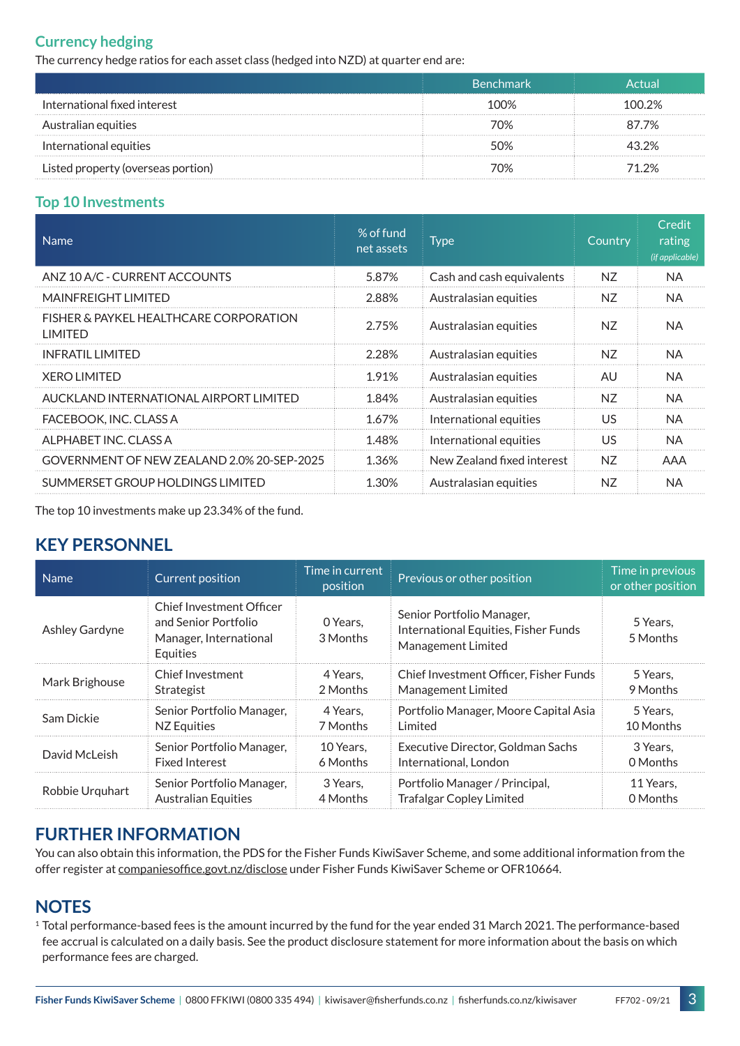## Currency hedging

The currency hedge ratios for each asset class (hedged into NZD) at quarter end are:

| | Benchmark | Actual |
|---|---|---|
| International fixed interest | 100% | 100.2% |
| Australian equities | 70% | 87.7% |
| International equities | 50% | 43.2% |
| Listed property (overseas portion) | 70% | 71.2% |

## Top 10 Investments

| Name | % of fund net assets | Type | Country | Credit rating *(if applicable)* |
|---|---|---|---|---|
| ANZ 10 A/C - CURRENT ACCOUNTS | 5.87% | Cash and cash equivalents | NZ | NA |
| MAINFREIGHT LIMITED | 2.88% | Australasian equities | NZ | NA |
| FISHER & PAYKEL HEALTHCARE CORPORATION LIMITED | 2.75% | Australasian equities | NZ | NA |
| INFRATIL LIMITED | 2.28% | Australasian equities | NZ | NA |
| XERO LIMITED | 1.91% | Australasian equities | AU | NA |
| AUCKLAND INTERNATIONAL AIRPORT LIMITED | 1.84% | Australasian equities | NZ | NA |
| FACEBOOK, INC. CLASS A | 1.67% | International equities | US | NA |
| ALPHABET INC. CLASS A | 1.48% | International equities | US | NA |
| GOVERNMENT OF NEW ZEALAND 2.0% 20-SEP-2025 | 1.36% | New Zealand fixed interest | NZ | AAA |
| SUMMERSET GROUP HOLDINGS LIMITED | 1.30% | Australasian equities | NZ | NA |

The top 10 investments make up 23.34% of the fund.

## KEY PERSONNEL

| Name | Current position | Time in current position | Previous or other position | Time in previous or other position |
|---|---|---|---|---|
| Ashley Gardyne | Chief Investment Officer and Senior Portfolio Manager, International Equities | 0 Years, 3 Months | Senior Portfolio Manager, International Equities, Fisher Funds Management Limited | 5 Years, 5 Months |
| Mark Brighouse | Chief Investment Strategist | 4 Years, 2 Months | Chief Investment Officer, Fisher Funds Management Limited | 5 Years, 9 Months |
| Sam Dickie | Senior Portfolio Manager, NZ Equities | 4 Years, 7 Months | Portfolio Manager, Moore Capital Asia Limited | 5 Years, 10 Months |
| David McLeish | Senior Portfolio Manager, Fixed Interest | 10 Years, 6 Months | Executive Director, Goldman Sachs International, London | 3 Years, 0 Months |
| Robbie Urquhart | Senior Portfolio Manager, Australian Equities | 3 Years, 4 Months | Portfolio Manager / Principal, Trafalgar Copley Limited | 11 Years, 0 Months |

## FURTHER INFORMATION

You can also obtain this information, the PDS for the Fisher Funds KiwiSaver Scheme, and some additional information from the offer register at companiesoffice.govt.nz/disclose under Fisher Funds KiwiSaver Scheme or OFR10664.

## NOTES

[1] Total performance-based fees is the amount incurred by the fund for the year ended 31 March 2021. The performance-based fee accrual is calculated on a daily basis. See the product disclosure statement for more information about the basis on which performance fees are charged.

Fisher Funds KiwiSaver Scheme | 0800 FFKIWI (0800 335 494) | kiwisaver@fisherfunds.co.nz | fisherfunds.co.nz/kiwisaver FF702 - 09/21